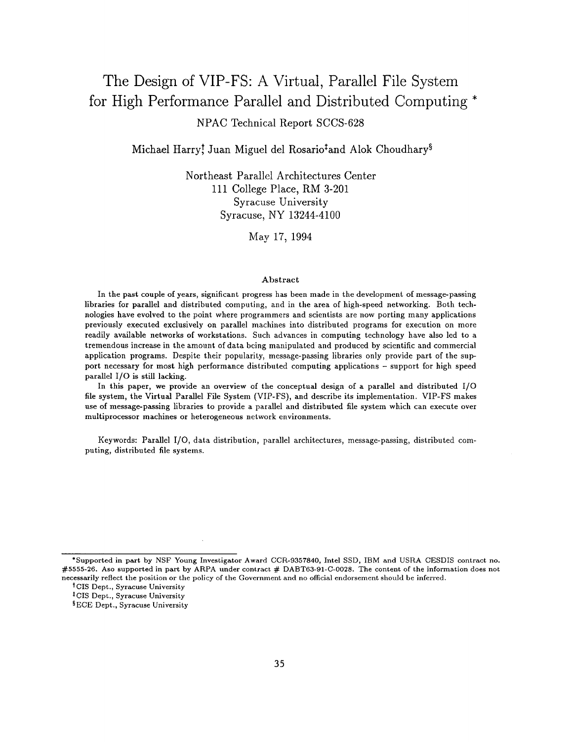# The Design of VIP-FS: A Virtual, Parallel File System for High Performance Parallel and Distributed Computing *

NPAC Technical Report SCCS-628

Michael Harry[†] Juan Miguel del Rosario[‡] and Alok Choudhary[§]

Northeast Parallel Architectures Center
111 College Place, RM 3-201
Syracuse University
Syracuse, NY 13244-4100

May 17, 1994

### Abstract

In the past couple of years, significant progress has been made in the development of message-passing libraries for parallel and distributed computing, and in the area of high-speed networking. Both technologies have evolved to the point where programmers and scientists are now porting many applications previously executed exclusively on parallel machines into distributed programs for execution on more readily available networks of workstations. Such advances in computing technology have also led to a tremendous increase in the amount of data being manipulated and produced by scientific and commercial application programs. Despite their popularity, message-passing libraries only provide part of the support necessary for most high performance distributed computing applications – support for high speed parallel I/O is still lacking.

In this paper, we provide an overview of the conceptual design of a parallel and distributed I/O file system, the Virtual Parallel File System (VIP-FS), and describe its implementation. VIP-FS makes use of message-passing libraries to provide a parallel and distributed file system which can execute over multiprocessor machines or heterogeneous network environments.

Keywords: Parallel I/O, data distribution, parallel architectures, message-passing, distributed computing, distributed file systems.

---

*Supported in part by NSF Young Investigator Award CCR-9357840, Intel SSD, IBM and USRA CESDIS contract no. #5555-26. Aso supported in part by ARPA under contract # DABT63-91-C-0028. The content of the information does not necessarily reflect the position or the policy of the Government and no official endorsement should be inferred.

[†] CIS Dept., Syracuse University

[‡] CIS Dept., Syracuse University

[§] ECE Dept., Syracuse University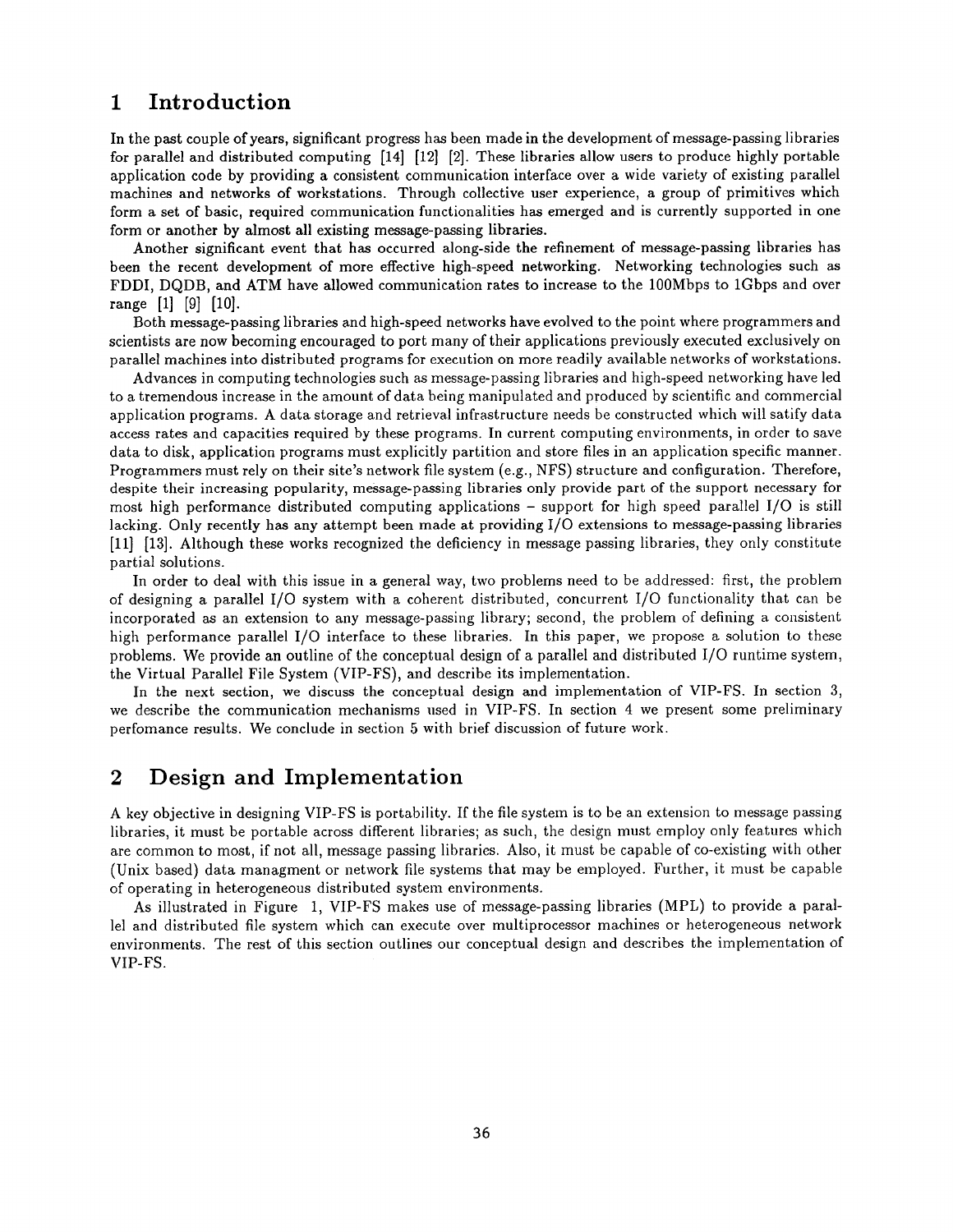# 1 Introduction

In the past couple of years, significant progress has been made in the development of message-passing libraries for parallel and distributed computing [14] [12] [2]. These libraries allow users to produce highly portable application code by providing a consistent communication interface over a wide variety of existing parallel machines and networks of workstations. Through collective user experience, a group of primitives which form a set of basic, required communication functionalities has emerged and is currently supported in one form or another by almost all existing message-passing libraries.

Another significant event that has occurred along-side the refinement of message-passing libraries has been the recent development of more effective high-speed networking. Networking technologies such as FDDI, DQDB, and ATM have allowed communication rates to increase to the 100Mbps to 1Gbps and over range [1] [9] [10].

Both message-passing libraries and high-speed networks have evolved to the point where programmers and scientists are now becoming encouraged to port many of their applications previously executed exclusively on parallel machines into distributed programs for execution on more readily available networks of workstations.

Advances in computing technologies such as message-passing libraries and high-speed networking have led to a tremendous increase in the amount of data being manipulated and produced by scientific and commercial application programs. A data storage and retrieval infrastructure needs be constructed which will satify data access rates and capacities required by these programs. In current computing environments, in order to save data to disk, application programs must explicitly partition and store files in an application specific manner. Programmers must rely on their site's network file system (e.g., NFS) structure and configuration. Therefore, despite their increasing popularity, message-passing libraries only provide part of the support necessary for most high performance distributed computing applications – support for high speed parallel I/O is still lacking. Only recently has any attempt been made at providing I/O extensions to message-passing libraries [11] [13]. Although these works recognized the deficiency in message passing libraries, they only constitute partial solutions.

In order to deal with this issue in a general way, two problems need to be addressed: first, the problem of designing a parallel I/O system with a coherent distributed, concurrent I/O functionality that can be incorporated as an extension to any message-passing library; second, the problem of defining a consistent high performance parallel I/O interface to these libraries. In this paper, we propose a solution to these problems. We provide an outline of the conceptual design of a parallel and distributed I/O runtime system, the Virtual Parallel File System (VIP-FS), and describe its implementation.

In the next section, we discuss the conceptual design and implementation of VIP-FS. In section 3, we describe the communication mechanisms used in VIP-FS. In section 4 we present some preliminary perfomance results. We conclude in section 5 with brief discussion of future work.

# 2 Design and Implementation

A key objective in designing VIP-FS is portability. If the file system is to be an extension to message passing libraries, it must be portable across different libraries; as such, the design must employ only features which are common to most, if not all, message passing libraries. Also, it must be capable of co-existing with other (Unix based) data managment or network file systems that may be employed. Further, it must be capable of operating in heterogeneous distributed system environments.

As illustrated in Figure 1, VIP-FS makes use of message-passing libraries (MPL) to provide a parallel and distributed file system which can execute over multiprocessor machines or heterogeneous network environments. The rest of this section outlines our conceptual design and describes the implementation of VIP-FS.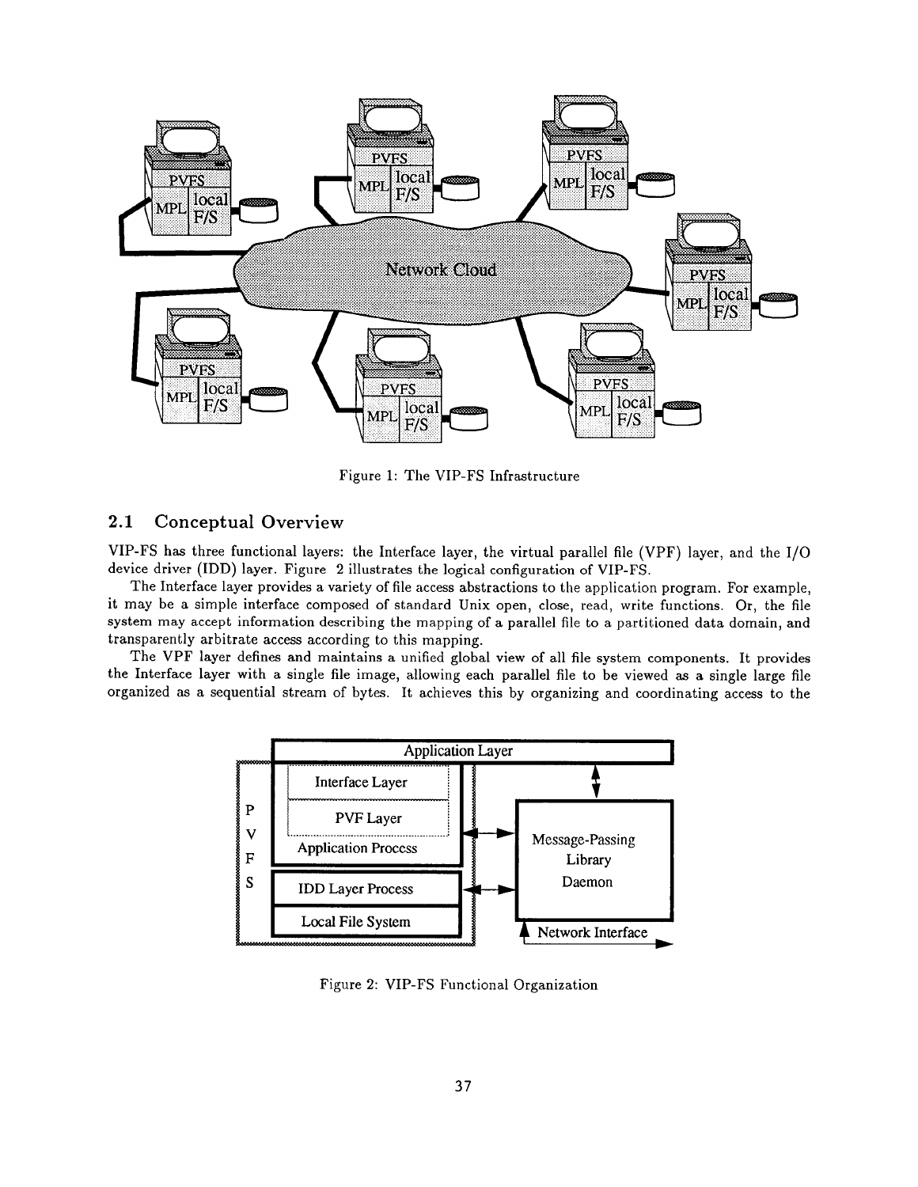Figure 1: The VIP-FS Infrastructure

## 2.1 Conceptual Overview

VIP-FS has three functional layers: the Interface layer, the virtual parallel file (VPF) layer, and the I/O device driver (IDD) layer. Figure 2 illustrates the logical configuration of VIP-FS.

The Interface layer provides a variety of file access abstractions to the application program. For example, it may be a simple interface composed of standard Unix open, close, read, write functions. Or, the file system may accept information describing the mapping of a parallel file to a partitioned data domain, and transparently arbitrate access according to this mapping.

The VPF layer defines and maintains a unified global view of all file system components. It provides the Interface layer with a single file image, allowing each parallel file to be viewed as a single large file organized as a sequential stream of bytes. It achieves this by organizing and coordinating access to the

Figure 2: VIP-FS Functional Organization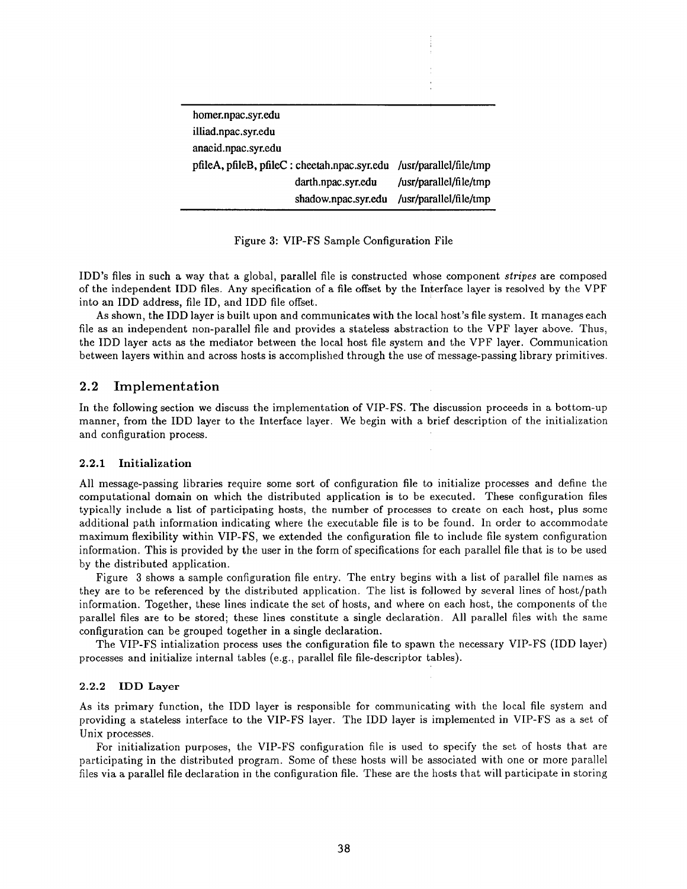| | | |
|---|---|---|
| homer.npac.syr.edu | | |
| illiad.npac.syr.edu | | |
| anaeid.npac.syr.edu | | |
| pfileA, pfileB, pfileC : | cheetah.npac.syr.edu | /usr/parallel/file/tmp |
| | darth.npac.syr.edu | /usr/parallel/file/tmp |
| | shadow.npac.syr.edu | /usr/parallel/file/tmp |

Figure 3: VIP-FS Sample Configuration File

IDD's files in such a way that a global, parallel file is constructed whose component *stripes* are composed of the independent IDD files. Any specification of a file offset by the Interface layer is resolved by the VPF into an IDD address, file ID, and IDD file offset.

As shown, the IDD layer is built upon and communicates with the local host's file system. It manages each file as an independent non-parallel file and provides a stateless abstraction to the VPF layer above. Thus, the IDD layer acts as the mediator between the local host file system and the VPF layer. Communication between layers within and across hosts is accomplished through the use of message-passing library primitives.

## 2.2 Implementation

In the following section we discuss the implementation of VIP-FS. The discussion proceeds in a bottom-up manner, from the IDD layer to the Interface layer. We begin with a brief description of the initialization and configuration process.

### 2.2.1 Initialization

All message-passing libraries require some sort of configuration file to initialize processes and define the computational domain on which the distributed application is to be executed. These configuration files typically include a list of participating hosts, the number of processes to create on each host, plus some additional path information indicating where the executable file is to be found. In order to accommodate maximum flexibility within VIP-FS, we extended the configuration file to include file system configuration information. This is provided by the user in the form of specifications for each parallel file that is to be used by the distributed application.

Figure 3 shows a sample configuration file entry. The entry begins with a list of parallel file names as they are to be referenced by the distributed application. The list is followed by several lines of host/path information. Together, these lines indicate the set of hosts, and where on each host, the components of the parallel files are to be stored; these lines constitute a single declaration. All parallel files with the same configuration can be grouped together in a single declaration.

The VIP-FS intialization process uses the configuration file to spawn the necessary VIP-FS (IDD layer) processes and initialize internal tables (e.g., parallel file file-descriptor tables).

### 2.2.2 IDD Layer

As its primary function, the IDD layer is responsible for communicating with the local file system and providing a stateless interface to the VIP-FS layer. The IDD layer is implemented in VIP-FS as a set of Unix processes.

For initialization purposes, the VIP-FS configuration file is used to specify the set of hosts that are participating in the distributed program. Some of these hosts will be associated with one or more parallel files via a parallel file declaration in the configuration file. These are the hosts that will participate in storing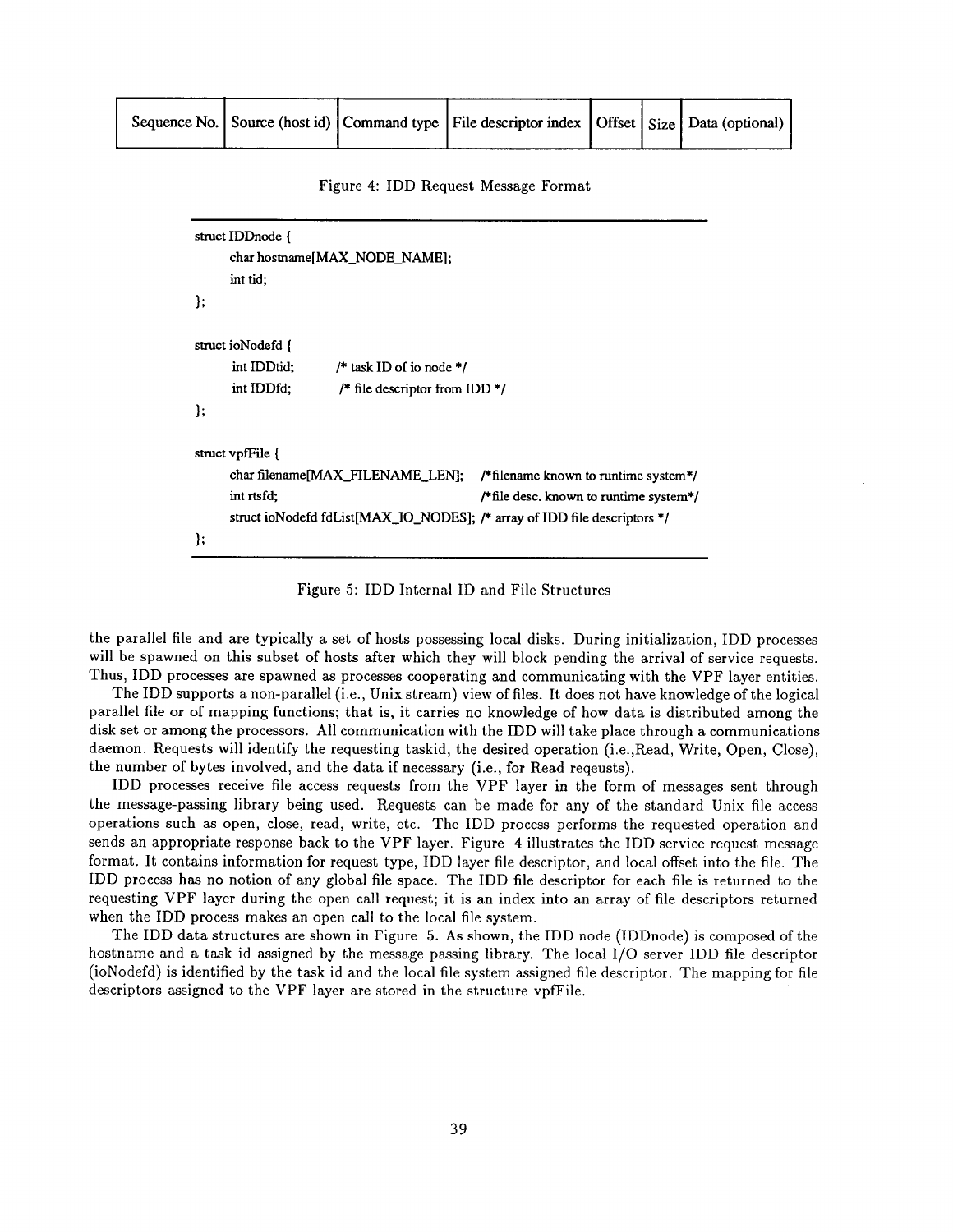| Sequence No. | Source (host id) | Command type | File descriptor index | Offset | Size | Data (optional) |
|---|---|---|---|---|---|---|

Figure 4: IDD Request Message Format

```
struct IDDnode {
      char hostname[MAX_NODE_NAME];
      int tid;
};

struct ioNodefd {
      int IDDtid;          /* task ID of io node */
      int IDDfd;           /* file descriptor from IDD */
};

struct vpfFile {
      char filename[MAX_FILENAME_LEN];    /*filename known to runtime system*/
      int rtsfd;                          /*file desc. known to runtime system*/
      struct ioNodefd fdList[MAX_IO_NODES]; /* array of IDD file descriptors */
};
```

Figure 5: IDD Internal ID and File Structures

the parallel file and are typically a set of hosts possessing local disks. During initialization, IDD processes will be spawned on this subset of hosts after which they will block pending the arrival of service requests. Thus, IDD processes are spawned as processes cooperating and communicating with the VPF layer entities.

The IDD supports a non-parallel (i.e., Unix stream) view of files. It does not have knowledge of the logical parallel file or of mapping functions; that is, it carries no knowledge of how data is distributed among the disk set or among the processors. All communication with the IDD will take place through a communications daemon. Requests will identify the requesting taskid, the desired operation (i.e.,Read, Write, Open, Close), the number of bytes involved, and the data if necessary (i.e., for Read reqeusts).

IDD processes receive file access requests from the VPF layer in the form of messages sent through the message-passing library being used. Requests can be made for any of the standard Unix file access operations such as open, close, read, write, etc. The IDD process performs the requested operation and sends an appropriate response back to the VPF layer. Figure 4 illustrates the IDD service request message format. It contains information for request type, IDD layer file descriptor, and local offset into the file. The IDD process has no notion of any global file space. The IDD file descriptor for each file is returned to the requesting VPF layer during the open call request; it is an index into an array of file descriptors returned when the IDD process makes an open call to the local file system.

The IDD data structures are shown in Figure 5. As shown, the IDD node (IDDnode) is composed of the hostname and a task id assigned by the message passing library. The local I/O server IDD file descriptor (ioNodefd) is identified by the task id and the local file system assigned file descriptor. The mapping for file descriptors assigned to the VPF layer are stored in the structure vpfFile.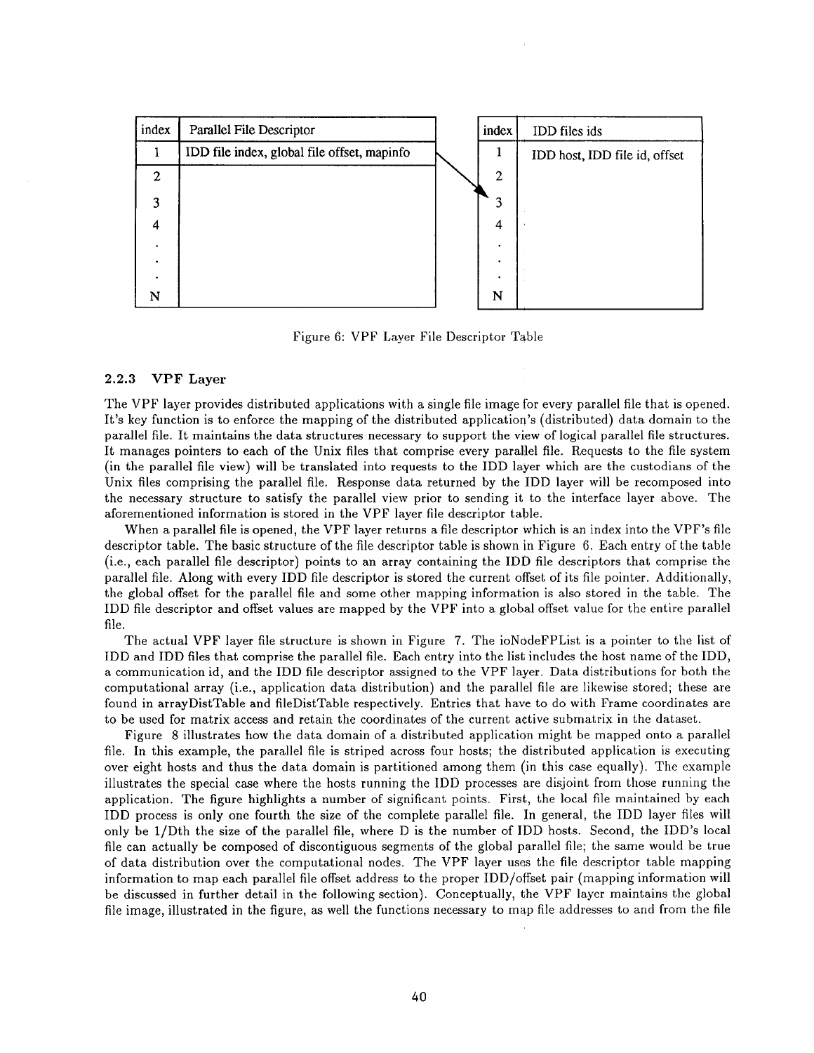| index | Parallel File Descriptor |
| --- | --- |
| 1 | IDD file index, global file offset, mapinfo |
| 2 | |
| 3 | |
| 4 | |
| . | |
| . | |
| . | |
| N | |

| index | IDD files ids |
| --- | --- |
| 1 | IDD host, IDD file id, offset |
| 2 | |
| 3 | |
| 4 | |
| . | |
| . | |
| . | |
| N | |

Figure 6: VPF Layer File Descriptor Table

### 2.2.3 VPF Layer

The VPF layer provides distributed applications with a single file image for every parallel file that is opened. It's key function is to enforce the mapping of the distributed application's (distributed) data domain to the parallel file. It maintains the data structures necessary to support the view of logical parallel file structures. It manages pointers to each of the Unix files that comprise every parallel file. Requests to the file system (in the parallel file view) will be translated into requests to the IDD layer which are the custodians of the Unix files comprising the parallel file. Response data returned by the IDD layer will be recomposed into the necessary structure to satisfy the parallel view prior to sending it to the interface layer above. The aforementioned information is stored in the VPF layer file descriptor table.

When a parallel file is opened, the VPF layer returns a file descriptor which is an index into the VPF's file descriptor table. The basic structure of the file descriptor table is shown in Figure 6. Each entry of the table (i.e., each parallel file descriptor) points to an array containing the IDD file descriptors that comprise the parallel file. Along with every IDD file descriptor is stored the current offset of its file pointer. Additionally, the global offset for the parallel file and some other mapping information is also stored in the table. The IDD file descriptor and offset values are mapped by the VPF into a global offset value for the entire parallel file.

The actual VPF layer file structure is shown in Figure 7. The ioNodeFPList is a pointer to the list of IDD and IDD files that comprise the parallel file. Each entry into the list includes the host name of the IDD, a communication id, and the IDD file descriptor assigned to the VPF layer. Data distributions for both the computational array (i.e., application data distribution) and the parallel file are likewise stored; these are found in arrayDistTable and fileDistTable respectively. Entries that have to do with Frame coordinates are to be used for matrix access and retain the coordinates of the current active submatrix in the dataset.

Figure 8 illustrates how the data domain of a distributed application might be mapped onto a parallel file. In this example, the parallel file is striped across four hosts; the distributed application is executing over eight hosts and thus the data domain is partitioned among them (in this case equally). The example illustrates the special case where the hosts running the IDD processes are disjoint from those running the application. The figure highlights a number of significant points. First, the local file maintained by each IDD process is only one fourth the size of the complete parallel file. In general, the IDD layer files will only be 1/Dth the size of the parallel file, where D is the number of IDD hosts. Second, the IDD's local file can actually be composed of discontiguous segments of the global parallel file; the same would be true of data distribution over the computational nodes. The VPF layer uses the file descriptor table mapping information to map each parallel file offset address to the proper IDD/offset pair (mapping information will be discussed in further detail in the following section). Conceptually, the VPF layer maintains the global file image, illustrated in the figure, as well the functions necessary to map file addresses to and from the file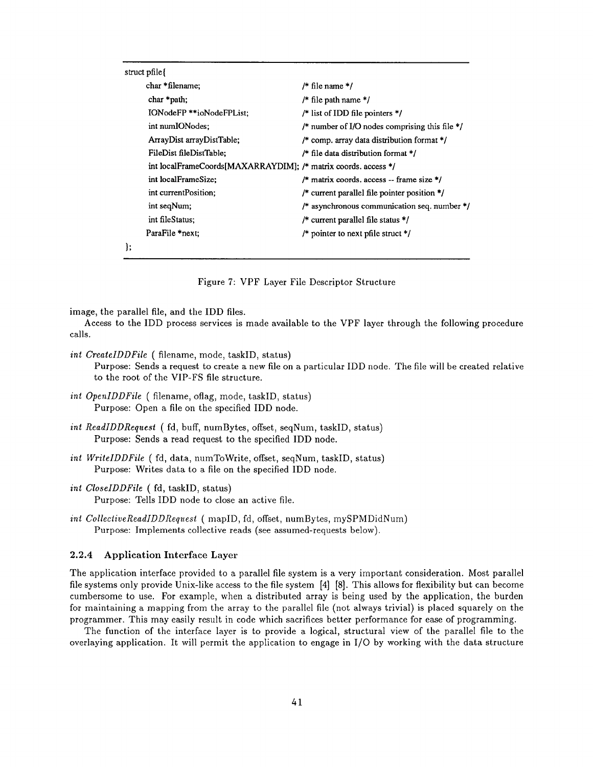```
struct pfile{
    char *filename;                          /* file name */
    char *path;                              /* file path name */
    IONodeFP **ioNodeFPList;                 /* list of IDD file pointers */
    int numIONodes;                          /* number of I/O nodes comprising this file */
    ArrayDist arrayDistTable;                /* comp. array data distribution format */
    FileDist fileDistTable;                  /* file data distribution format */
    int localFrameCoords[MAXARRAYDIM];       /* matrix coords. access */
    int localFrameSize;                      /* matrix coords. access -- frame size */
    int currentPosition;                     /* current parallel file pointer position */
    int seqNum;                              /* asynchronous communication seq. number */
    int fileStatus;                          /* current parallel file status */
    ParaFile *next;                          /* pointer to next pfile struct */
};
```

Figure 7: VPF Layer File Descriptor Structure

image, the parallel file, and the IDD files.

Access to the IDD process services is made available to the VPF layer through the following procedure calls.

*int CreateIDDFile* ( filename, mode, taskID, status)
: Purpose: Sends a request to create a new file on a particular IDD node. The file will be created relative to the root of the VIP-FS file structure.

*int OpenIDDFile* ( filename, oflag, mode, taskID, status)
: Purpose: Open a file on the specified IDD node.

*int ReadIDDRequest* ( fd, buff, numBytes, offset, seqNum, taskID, status)
: Purpose: Sends a read request to the specified IDD node.

*int WriteIDDFile* ( fd, data, numToWrite, offset, seqNum, taskID, status)
: Purpose: Writes data to a file on the specified IDD node.

*int CloseIDDFile* ( fd, taskID, status)
: Purpose: Tells IDD node to close an active file.

*int CollectiveReadIDDRequest* ( mapID, fd, offset, numBytes, mySPMDidNum)
: Purpose: Implements collective reads (see assumed-requests below).

### 2.2.4 Application Interface Layer

The application interface provided to a parallel file system is a very important consideration. Most parallel file systems only provide Unix-like access to the file system [4] [8]. This allows for flexibility but can become cumbersome to use. For example, when a distributed array is being used by the application, the burden for maintaining a mapping from the array to the parallel file (not always trivial) is placed squarely on the programmer. This may easily result in code which sacrifices better performance for ease of programming.

The function of the interface layer is to provide a logical, structural view of the parallel file to the overlaying application. It will permit the application to engage in I/O by working with the data structure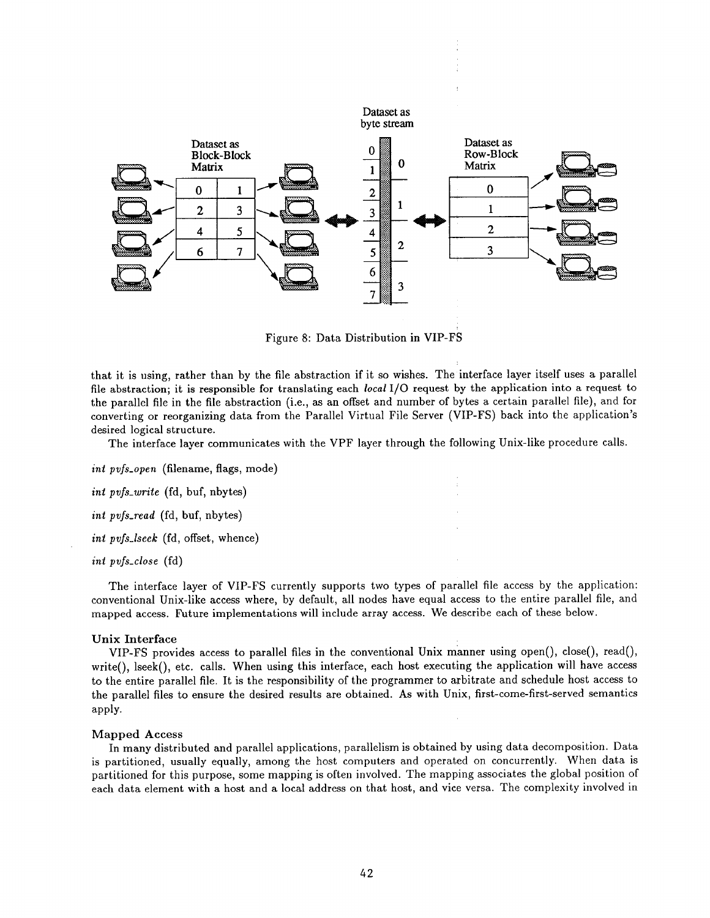Figure 8: Data Distribution in VIP-FS

that it is using, rather than by the file abstraction if it so wishes. The interface layer itself uses a parallel file abstraction; it is responsible for translating each *local* I/O request by the application into a request to the parallel file in the file abstraction (i.e., as an offset and number of bytes a certain parallel file), and for converting or reorganizing data from the Parallel Virtual File Server (VIP-FS) back into the application's desired logical structure.

The interface layer communicates with the VPF layer through the following Unix-like procedure calls.

*int pvfs_open* (filename, flags, mode)

*int pvfs_write* (fd, buf, nbytes)

*int pvfs_read* (fd, buf, nbytes)

*int pvfs_lseek* (fd, offset, whence)

*int pvfs_close* (fd)

The interface layer of VIP-FS currently supports two types of parallel file access by the application: conventional Unix-like access where, by default, all nodes have equal access to the entire parallel file, and mapped access. Future implementations will include array access. We describe each of these below.

### Unix Interface

VIP-FS provides access to parallel files in the conventional Unix manner using open(), close(), read(), write(), lseek(), etc. calls. When using this interface, each host executing the application will have access to the entire parallel file. It is the responsibility of the programmer to arbitrate and schedule host access to the parallel files to ensure the desired results are obtained. As with Unix, first-come-first-served semantics apply.

### Mapped Access

In many distributed and parallel applications, parallelism is obtained by using data decomposition. Data is partitioned, usually equally, among the host computers and operated on concurrently. When data is partitioned for this purpose, some mapping is often involved. The mapping associates the global position of each data element with a host and a local address on that host, and vice versa. The complexity involved in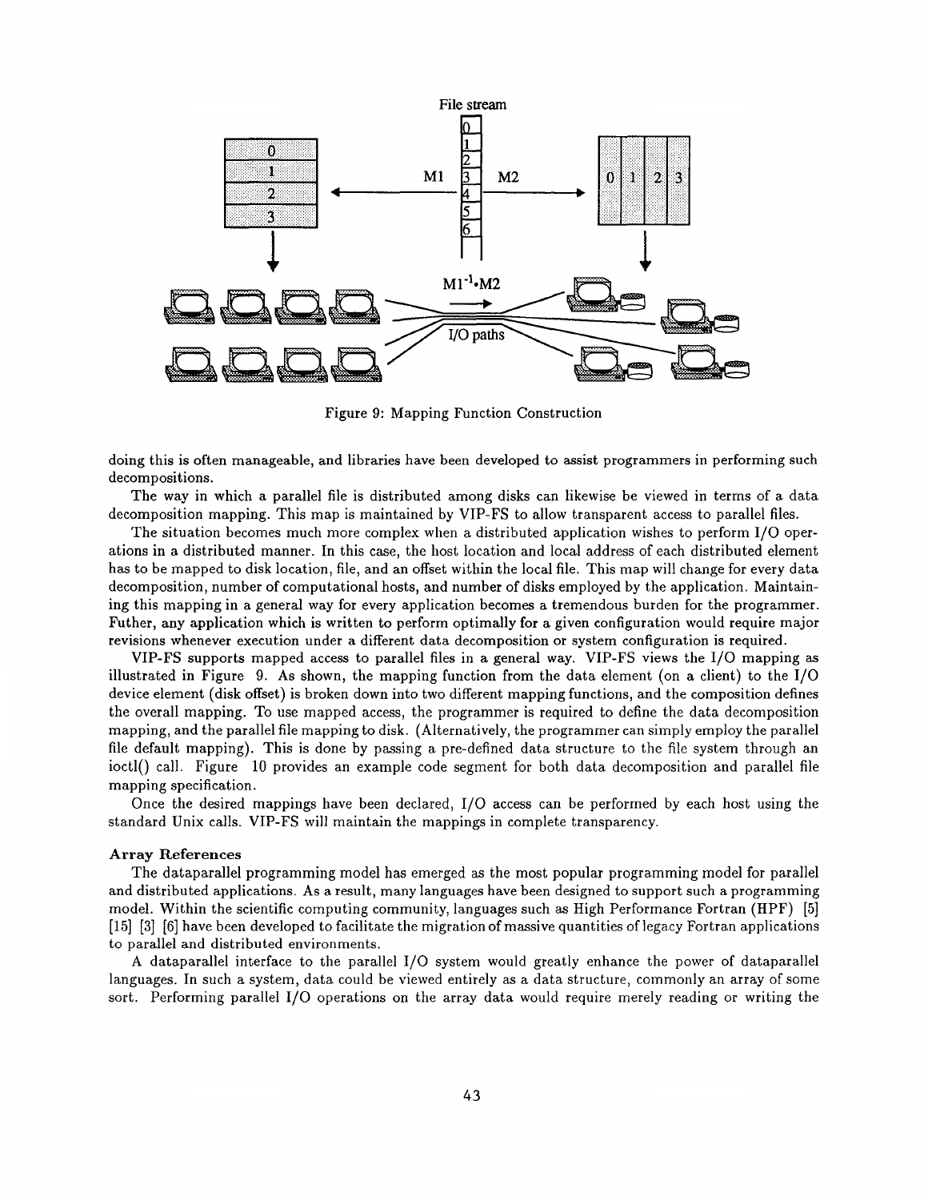Figure 9: Mapping Function Construction

doing this is often manageable, and libraries have been developed to assist programmers in performing such decompositions.

The way in which a parallel file is distributed among disks can likewise be viewed in terms of a data decomposition mapping. This map is maintained by VIP-FS to allow transparent access to parallel files.

The situation becomes much more complex when a distributed application wishes to perform I/O operations in a distributed manner. In this case, the host location and local address of each distributed element has to be mapped to disk location, file, and an offset within the local file. This map will change for every data decomposition, number of computational hosts, and number of disks employed by the application. Maintaining this mapping in a general way for every application becomes a tremendous burden for the programmer. Futher, any application which is written to perform optimally for a given configuration would require major revisions whenever execution under a different data decomposition or system configuration is required.

VIP-FS supports mapped access to parallel files in a general way. VIP-FS views the I/O mapping as illustrated in Figure 9. As shown, the mapping function from the data element (on a client) to the I/O device element (disk offset) is broken down into two different mapping functions, and the composition defines the overall mapping. To use mapped access, the programmer is required to define the data decomposition mapping, and the parallel file mapping to disk. (Alternatively, the programmer can simply employ the parallel file default mapping). This is done by passing a pre-defined data structure to the file system through an ioctl() call. Figure 10 provides an example code segment for both data decomposition and parallel file mapping specification.

Once the desired mappings have been declared, I/O access can be performed by each host using the standard Unix calls. VIP-FS will maintain the mappings in complete transparency.

**Array References**

The dataparallel programming model has emerged as the most popular programming model for parallel and distributed applications. As a result, many languages have been designed to support such a programming model. Within the scientific computing community, languages such as High Performance Fortran (HPF) [5] [15] [3] [6] have been developed to facilitate the migration of massive quantities of legacy Fortran applications to parallel and distributed environments.

A dataparallel interface to the parallel I/O system would greatly enhance the power of dataparallel languages. In such a system, data could be viewed entirely as a data structure, commonly an array of some sort. Performing parallel I/O operations on the array data would require merely reading or writing the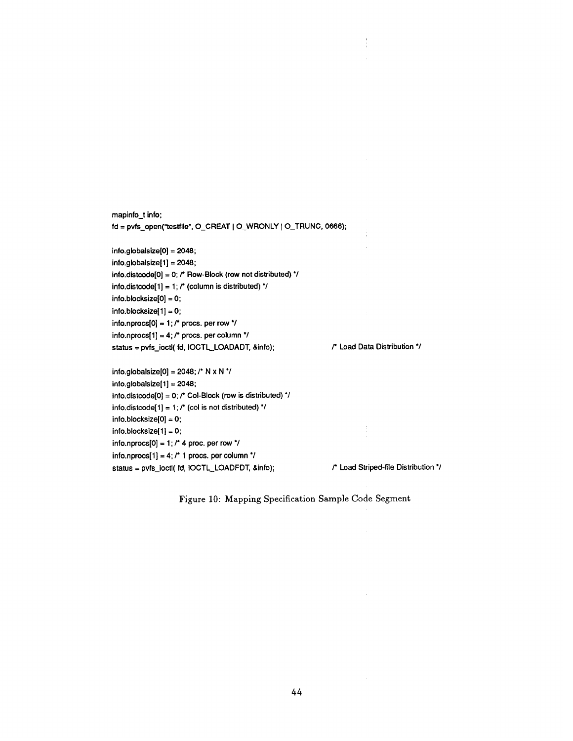```
mapinfo_t info;
fd = pvfs_open("testfile", O_CREAT | O_WRONLY | O_TRUNC, 0666);

info.globalsize[0] = 2048;
info.globalsize[1] = 2048;
info.distcode[0] = 0; /* Row-Block (row not distributed) */
info.distcode[1] = 1; /* (column is distributed) */
info.blocksize[0] = 0;
info.blocksize[1] = 0;
info.nprocs[0] = 1; /* procs. per row */
info.nprocs[1] = 4; /* procs. per column */
status = pvfs_ioctl( fd, IOCTL_LOADADT, &info);             /* Load Data Distribution */

info.globalsize[0] = 2048; /* N x N */
info.globalsize[1] = 2048;
info.distcode[0] = 0; /* Col-Block (row is distributed) */
info.distcode[1] = 1; /* (col is not distributed) */
info.blocksize[0] = 0;
info.blocksize[1] = 0;
info.nprocs[0] = 1; /* 4 proc. per row */
info.nprocs[1] = 4; /* 1 procs. per column */
status = pvfs_ioctl( fd, IOCTL_LOADFDT, &info);             /* Load Striped-file Distribution */
```

Figure 10: Mapping Specification Sample Code Segment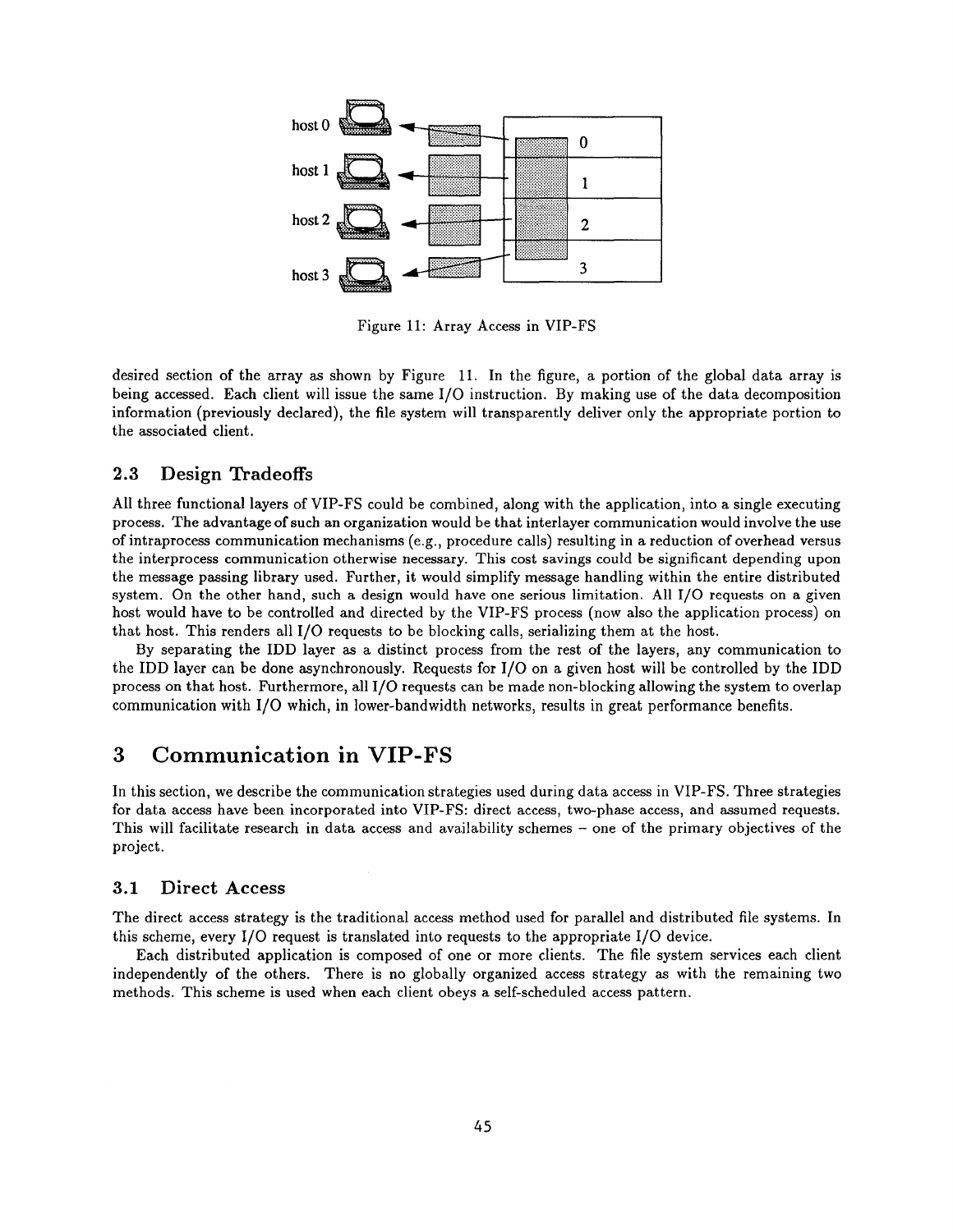Figure 11: Array Access in VIP-FS

desired section of the array as shown by Figure 11. In the figure, a portion of the global data array is being accessed. Each client will issue the same I/O instruction. By making use of the data decomposition information (previously declared), the file system will transparently deliver only the appropriate portion to the associated client.

### 2.3 Design Tradeoffs

All three functional layers of VIP-FS could be combined, along with the application, into a single executing process. The advantage of such an organization would be that interlayer communication would involve the use of intraprocess communication mechanisms (e.g., procedure calls) resulting in a reduction of overhead versus the interprocess communication otherwise necessary. This cost savings could be significant depending upon the message passing library used. Further, it would simplify message handling within the entire distributed system. On the other hand, such a design would have one serious limitation. All I/O requests on a given host would have to be controlled and directed by the VIP-FS process (now also the application process) on that host. This renders all I/O requests to be blocking calls, serializing them at the host.

By separating the IDD layer as a distinct process from the rest of the layers, any communication to the IDD layer can be done asynchronously. Requests for I/O on a given host will be controlled by the IDD process on that host. Furthermore, all I/O requests can be made non-blocking allowing the system to overlap communication with I/O which, in lower-bandwidth networks, results in great performance benefits.

## 3 Communication in VIP-FS

In this section, we describe the communication strategies used during data access in VIP-FS. Three strategies for data access have been incorporated into VIP-FS: direct access, two-phase access, and assumed requests. This will facilitate research in data access and availability schemes – one of the primary objectives of the project.

### 3.1 Direct Access

The direct access strategy is the traditional access method used for parallel and distributed file systems. In this scheme, every I/O request is translated into requests to the appropriate I/O device.

Each distributed application is composed of one or more clients. The file system services each client independently of the others. There is no globally organized access strategy as with the remaining two methods. This scheme is used when each client obeys a self-scheduled access pattern.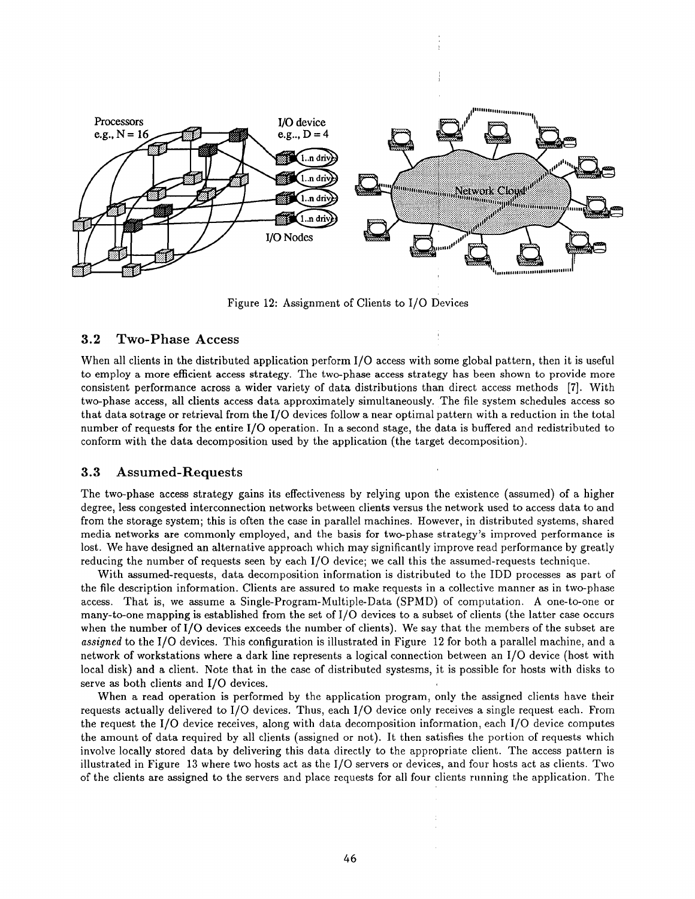Figure 12: Assignment of Clients to I/O Devices

### 3.2 Two-Phase Access

When all clients in the distributed application perform I/O access with some global pattern, then it is useful to employ a more efficient access strategy. The two-phase access strategy has been shown to provide more consistent performance across a wider variety of data distributions than direct access methods [7]. With two-phase access, all clients access data approximately simultaneously. The file system schedules access so that data sotrage or retrieval from the I/O devices follow a near optimal pattern with a reduction in the total number of requests for the entire I/O operation. In a second stage, the data is buffered and redistributed to conform with the data decomposition used by the application (the target decomposition).

### 3.3 Assumed-Requests

The two-phase access strategy gains its effectiveness by relying upon the existence (assumed) of a higher degree, less congested interconnection networks between clients versus the network used to access data to and from the storage system; this is often the case in parallel machines. However, in distributed systems, shared media networks are commonly employed, and the basis for two-phase strategy's improved performance is lost. We have designed an alternative approach which may significantly improve read performance by greatly reducing the number of requests seen by each I/O device; we call this the assumed-requests technique.

With assumed-requests, data decomposition information is distributed to the IDD processes as part of the file description information. Clients are assured to make requests in a collective manner as in two-phase access. That is, we assume a Single-Program-Multiple-Data (SPMD) of computation. A one-to-one or many-to-one mapping is established from the set of I/O devices to a subset of clients (the latter case occurs when the number of I/O devices exceeds the number of clients). We say that the members of the subset are *assigned* to the I/O devices. This configuration is illustrated in Figure 12 for both a parallel machine, and a network of workstations where a dark line represents a logical connection between an I/O device (host with local disk) and a client. Note that in the case of distributed systesms, it is possible for hosts with disks to serve as both clients and I/O devices.

When a read operation is performed by the application program, only the assigned clients have their requests actually delivered to I/O devices. Thus, each I/O device only receives a single request each. From the request the I/O device receives, along with data decomposition information, each I/O device computes the amount of data required by all clients (assigned or not). It then satisfies the portion of requests which involve locally stored data by delivering this data directly to the appropriate client. The access pattern is illustrated in Figure 13 where two hosts act as the I/O servers or devices, and four hosts act as clients. Two of the clients are assigned to the servers and place requests for all four clients running the application. The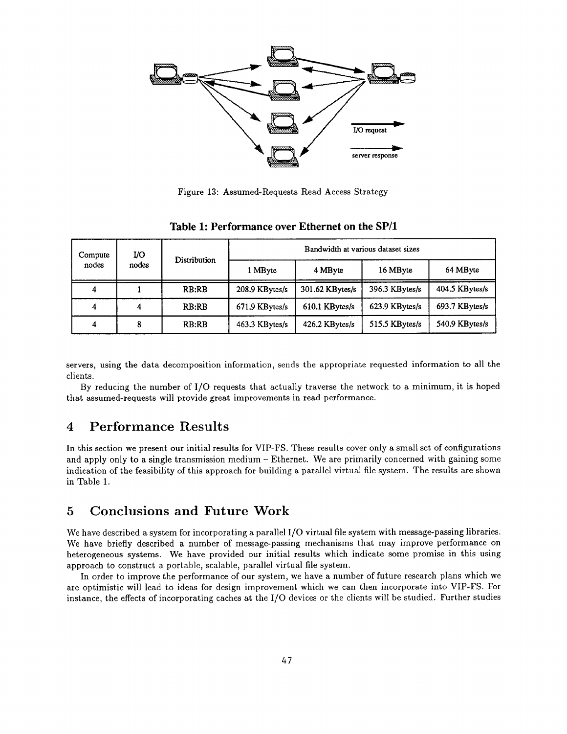Figure 13: Assumed-Requests Read Access Strategy

**Table 1: Performance over Ethernet on the SP/1**

| Compute nodes | I/O nodes | Distribution | Bandwidth at various dataset sizes | | | |
|---|---|---|---|---|---|---|
| | | | 1 MByte | 4 MByte | 16 MByte | 64 MByte |
| 4 | 1 | RB:RB | 208.9 KBytes/s | 301.62 KBytes/s | 396.3 KBytes/s | 404.5 KBytes/s |
| 4 | 4 | RB:RB | 671.9 KBytes/s | 610.1 KBytes/s | 623.9 KBytes/s | 693.7 KBytes/s |
| 4 | 8 | RB:RB | 463.3 KBytes/s | 426.2 KBytes/s | 515.5 KBytes/s | 540.9 KBytes/s |

servers, using the data decomposition information, sends the appropriate requested information to all the clients.

By reducing the number of I/O requests that actually traverse the network to a minimum, it is hoped that assumed-requests will provide great improvements in read performance.

## 4 Performance Results

In this section we present our initial results for VIP-FS. These results cover only a small set of configurations and apply only to a single transmission medium – Ethernet. We are primarily concerned with gaining some indication of the feasibility of this approach for building a parallel virtual file system. The results are shown in Table 1.

## 5 Conclusions and Future Work

We have described a system for incorporating a parallel I/O virtual file system with message-passing libraries. We have briefly described a number of message-passing mechanisms that may improve performance on heterogeneous systems. We have provided our initial results which indicate some promise in this using approach to construct a portable, scalable, parallel virtual file system.

In order to improve the performance of our system, we have a number of future research plans which we are optimistic will lead to ideas for design improvement which we can then incorporate into VIP-FS. For instance, the effects of incorporating caches at the I/O devices or the clients will be studied. Further studies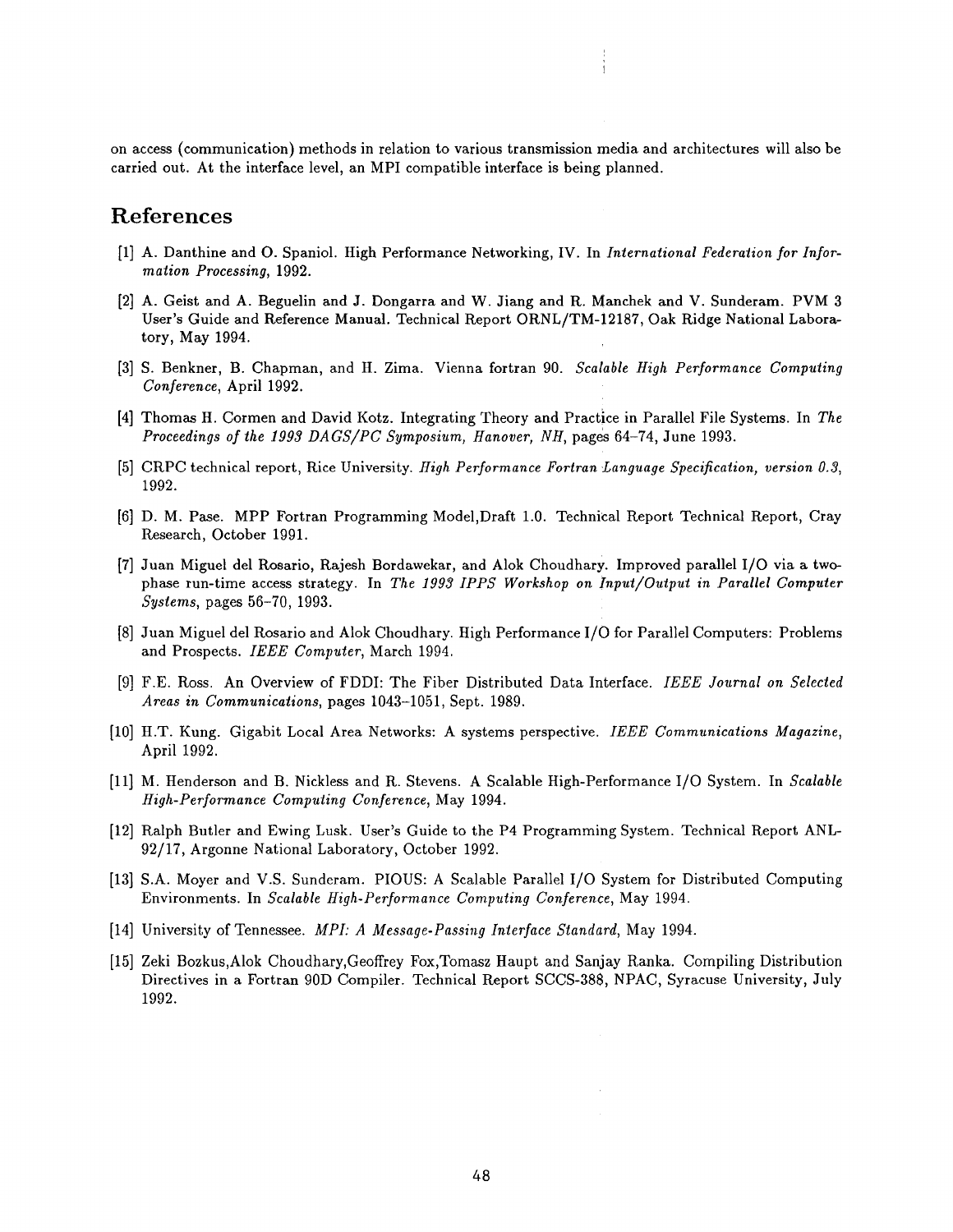on access (communication) methods in relation to various transmission media and architectures will also be carried out. At the interface level, an MPI compatible interface is being planned.

## References

[1] A. Danthine and O. Spaniol. High Performance Networking, IV. In *International Federation for Information Processing*, 1992.

[2] A. Geist and A. Beguelin and J. Dongarra and W. Jiang and R. Manchek and V. Sunderam. PVM 3 User's Guide and Reference Manual. Technical Report ORNL/TM-12187, Oak Ridge National Laboratory, May 1994.

[3] S. Benkner, B. Chapman, and H. Zima. Vienna fortran 90. *Scalable High Performance Computing Conference*, April 1992.

[4] Thomas H. Cormen and David Kotz. Integrating Theory and Practice in Parallel File Systems. In *The Proceedings of the 1993 DAGS/PC Symposium, Hanover, NH*, pages 64–74, June 1993.

[5] CRPC technical report, Rice University. *High Performance Fortran Language Specification, version 0.3*, 1992.

[6] D. M. Pase. MPP Fortran Programming Model,Draft 1.0. Technical Report Technical Report, Cray Research, October 1991.

[7] Juan Miguel del Rosario, Rajesh Bordawekar, and Alok Choudhary. Improved parallel I/O via a two-phase run-time access strategy. In *The 1993 IPPS Workshop on Input/Output in Parallel Computer Systems*, pages 56–70, 1993.

[8] Juan Miguel del Rosario and Alok Choudhary. High Performance I/O for Parallel Computers: Problems and Prospects. *IEEE Computer*, March 1994.

[9] F.E. Ross. An Overview of FDDI: The Fiber Distributed Data Interface. *IEEE Journal on Selected Areas in Communications*, pages 1043–1051, Sept. 1989.

[10] H.T. Kung. Gigabit Local Area Networks: A systems perspective. *IEEE Communications Magazine*, April 1992.

[11] M. Henderson and B. Nickless and R. Stevens. A Scalable High-Performance I/O System. In *Scalable High-Performance Computing Conference*, May 1994.

[12] Ralph Butler and Ewing Lusk. User's Guide to the P4 Programming System. Technical Report ANL-92/17, Argonne National Laboratory, October 1992.

[13] S.A. Moyer and V.S. Sunderam. PIOUS: A Scalable Parallel I/O System for Distributed Computing Environments. In *Scalable High-Performance Computing Conference*, May 1994.

[14] University of Tennessee. *MPI: A Message-Passing Interface Standard*, May 1994.

[15] Zeki Bozkus,Alok Choudhary,Geoffrey Fox,Tomasz Haupt and Sanjay Ranka. Compiling Distribution Directives in a Fortran 90D Compiler. Technical Report SCCS-388, NPAC, Syracuse University, July 1992.